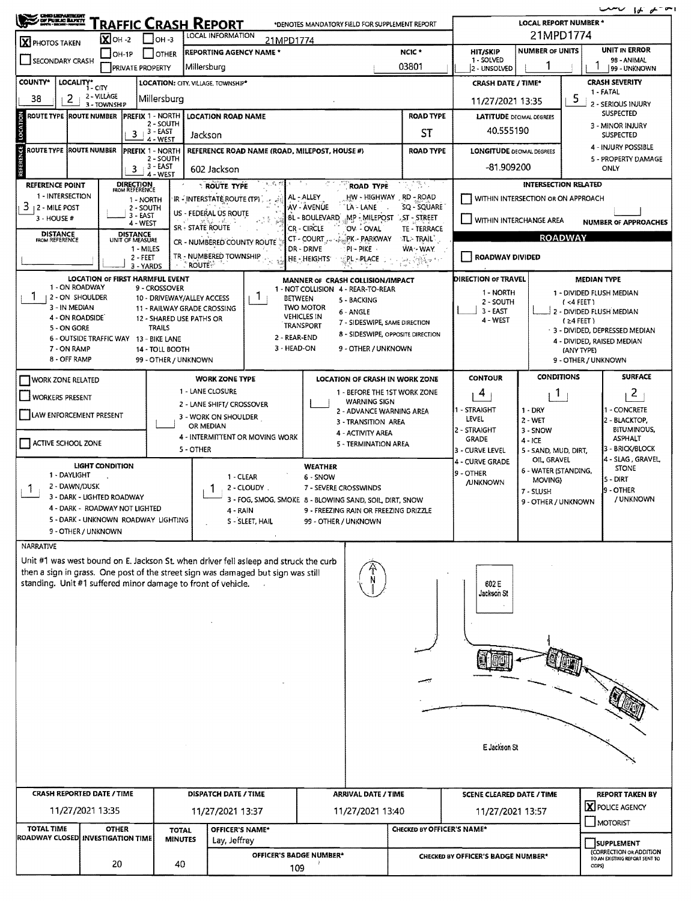# TRAFFIC CRASH REPORT

*DENOTES MANDATORY FIELD FOR SUPPLEMENT REPORT

**LOCAL REPORT NUMBER \*** 21MPD1774

| Field | Value |
|---|---|
| PHOTOS TAKEN | [X] OH-2 |
| LOCAL INFORMATION | 21MPD1774 |
| REPORTING AGENCY NAME * | Millersburg |
| NCIC * | 03801 |
| HIT/SKIP (1 - SOLVED, 2 - UNSOLVED) | |
| NUMBER OF UNITS | 1 |
| UNIT IN ERROR (98 - ANIMAL, 99 - UNKNOWN) | 1 |
| COUNTY* | 38 |
| LOCALITY* (1 - CITY, 2 - VILLAGE, 3 - TOWNSHIP) | 2 |
| LOCATION: CITY, VILLAGE, TOWNSHIP* | Millersburg |
| CRASH DATE / TIME* | 11/27/2021 13:35 |
| CRASH SEVERITY (1 - FATAL, 2 - SERIOUS INJURY SUSPECTED, 3 - MINOR INJURY SUSPECTED, 4 - INJURY POSSIBLE, 5 - PROPERTY DAMAGE ONLY) | 5 |

## Location

| ROUTE TYPE | ROUTE NUMBER | PREFIX (1 - NORTH, 2 - SOUTH, 3 - EAST, 4 - WEST) | LOCATION ROAD NAME | ROAD TYPE | LATITUDE DECIMAL DEGREES |
|---|---|---|---|---|---|
| | | 3 | Jackson | ST | 40.555190 |

## Reference

| ROUTE TYPE | ROUTE NUMBER | PREFIX | REFERENCE ROAD NAME (ROAD, MILEPOST, HOUSE #) | ROAD TYPE | LONGITUDE DECIMAL DEGREES |
|---|---|---|---|---|---|
| | | 3 | 602 Jackson | | -81.909200 |

- REFERENCE POINT (1 - INTERSECTION, 2 - MILE POST, 3 - HOUSE #): 3
- DIRECTION FROM REFERENCE:
- DISTANCE FROM REFERENCE:
- DISTANCE UNIT OF MEASURE (1 - MILES, 2 - FEET, 3 - YARDS):

ROUTE TYPE: IR - INTERSTATE ROUTE (TP); US - FEDERAL US ROUTE; SR - STATE ROUTE; CR - NUMBERED COUNTY ROUTE; TR - NUMBERED TOWNSHIP ROUTE

ROAD TYPE: AL - ALLEY; AV - AVENUE; BL - BOULEVARD; CR - CIRCLE; CT - COURT; DR - DRIVE; HE - HEIGHTS; HW - HIGHWAY; LA - LANE; MP - MILEPOST; OV - OVAL; PK - PARKWAY; PI - PIKE; PL - PLACE; RD - ROAD; SQ - SQUARE; ST - STREET; TE - TERRACE; TL - TRAIL; WA - WAY

INTERSECTION RELATED: [ ] WITHIN INTERSECTION OR ON APPROACH; [ ] WITHIN INTERCHANGE AREA; NUMBER OF APPROACHES:

ROADWAY: [ ] ROADWAY DIVIDED

| Field | Value |
|---|---|
| LOCATION OF FIRST HARMFUL EVENT (1 - ON ROADWAY, 2 - ON SHOULDER, 3 - IN MEDIAN, 4 - ON ROADSIDE, 5 - ON GORE, 6 - OUTSIDE TRAFFIC WAY, 7 - ON RAMP, 8 - OFF RAMP, 9 - CROSSOVER, 10 - DRIVEWAY/ALLEY ACCESS, 11 - RAILWAY GRADE CROSSING, 12 - SHARED USE PATHS OR TRAILS, 13 - BIKE LANE, 14 - TOLL BOOTH, 99 - OTHER / UNKNOWN) | 1 |
| MANNER OF CRASH COLLISION/IMPACT (1 - NOT COLLISION BETWEEN TWO MOTOR VEHICLES IN TRANSPORT, 2 - REAR-END, 3 - HEAD-ON, 4 - REAR-TO-REAR, 5 - BACKING, 6 - ANGLE, 7 - SIDESWIPE SAME DIRECTION, 8 - SIDESWIPE OPPOSITE DIRECTION, 9 - OTHER / UNKNOWN) | 1 |
| DIRECTION OF TRAVEL (1 - NORTH, 2 - SOUTH, 3 - EAST, 4 - WEST) | |
| MEDIAN TYPE (1 - DIVIDED FLUSH MEDIAN (<4 FEET), 2 - DIVIDED FLUSH MEDIAN (≥4 FEET), 3 - DIVIDED, DEPRESSED MEDIAN, 4 - DIVIDED, RAISED MEDIAN (ANY TYPE), 9 - OTHER / UNKNOWN) | |

## Work Zone

- [ ] WORK ZONE RELATED
- [ ] WORKERS PRESENT
- [ ] LAW ENFORCEMENT PRESENT
- [ ] ACTIVE SCHOOL ZONE

WORK ZONE TYPE (1 - LANE CLOSURE, 2 - LANE SHIFT/CROSSOVER, 3 - WORK ON SHOULDER OR MEDIAN, 4 - INTERMITTENT OR MOVING WORK, 5 - OTHER):

LOCATION OF CRASH IN WORK ZONE (1 - BEFORE THE 1ST WORK ZONE WARNING SIGN, 2 - ADVANCE WARNING AREA, 3 - TRANSITION AREA, 4 - ACTIVITY AREA, 5 - TERMINATION AREA):

| Field | Value |
|---|---|
| CONTOUR (1 - STRAIGHT LEVEL, 2 - STRAIGHT GRADE, 3 - CURVE LEVEL, 4 - CURVE GRADE, 9 - OTHER/UNKNOWN) | 4 |
| CONDITIONS (1 - DRY, 2 - WET, 3 - SNOW, 4 - ICE, 5 - SAND, MUD, DIRT, OIL, GRAVEL, 6 - WATER (STANDING, MOVING), 7 - SLUSH, 9 - OTHER / UNKNOWN) | 1 |
| SURFACE (1 - CONCRETE, 2 - BLACKTOP, BITUMINOUS, ASPHALT, 3 - BRICK/BLOCK, 4 - SLAG, GRAVEL, STONE, 5 - DIRT, 9 - OTHER / UNKNOWN) | 2 |
| LIGHT CONDITION (1 - DAYLIGHT, 2 - DAWN/DUSK, 3 - DARK - LIGHTED ROADWAY, 4 - DARK - ROADWAY NOT LIGHTED, 5 - DARK - UNKNOWN ROADWAY LIGHTING, 9 - OTHER / UNKNOWN) | 1 |
| WEATHER (1 - CLEAR, 2 - CLOUDY, 3 - FOG, SMOG, SMOKE, 4 - RAIN, 5 - SLEET, HAIL, 6 - SNOW, 7 - SEVERE CROSSWINDS, 8 - BLOWING SAND, SOIL, DIRT, SNOW, 9 - FREEZING RAIN OR FREEZING DRIZZLE, 99 - OTHER / UNKNOWN) | 1 |

## Narrative

Unit #1 was west bound on E. Jackson St. when driver fell asleep and struck the curb then a sign in grass. One post of the street sign was damaged but sign was still standing. Unit #1 suffered minor damage to front of vehicle.

(Diagram labels: N; 602 E Jackson St; E Jackson St)

| CRASH REPORTED DATE / TIME | DISPATCH DATE / TIME | ARRIVAL DATE / TIME | SCENE CLEARED DATE / TIME | REPORT TAKEN BY |
|---|---|---|---|---|
| 11/27/2021 13:35 | 11/27/2021 13:37 | 11/27/2021 13:40 | 11/27/2021 13:57 | [X] POLICE AGENCY [ ] MOTORIST |

| TOTAL TIME ROADWAY CLOSED | OTHER INVESTIGATION TIME | TOTAL MINUTES | OFFICER'S NAME* | OFFICER'S BADGE NUMBER* | CHECKED BY OFFICER'S NAME* | CHECKED BY OFFICER'S BADGE NUMBER* |
|---|---|---|---|---|---|---|
| | 20 | 40 | Lay, Jeffrey | 109 | | |

[ ] SUPPLEMENT (CORRECTION OR ADDITION TO AN EXISTING REPORT SENT TO ODPS)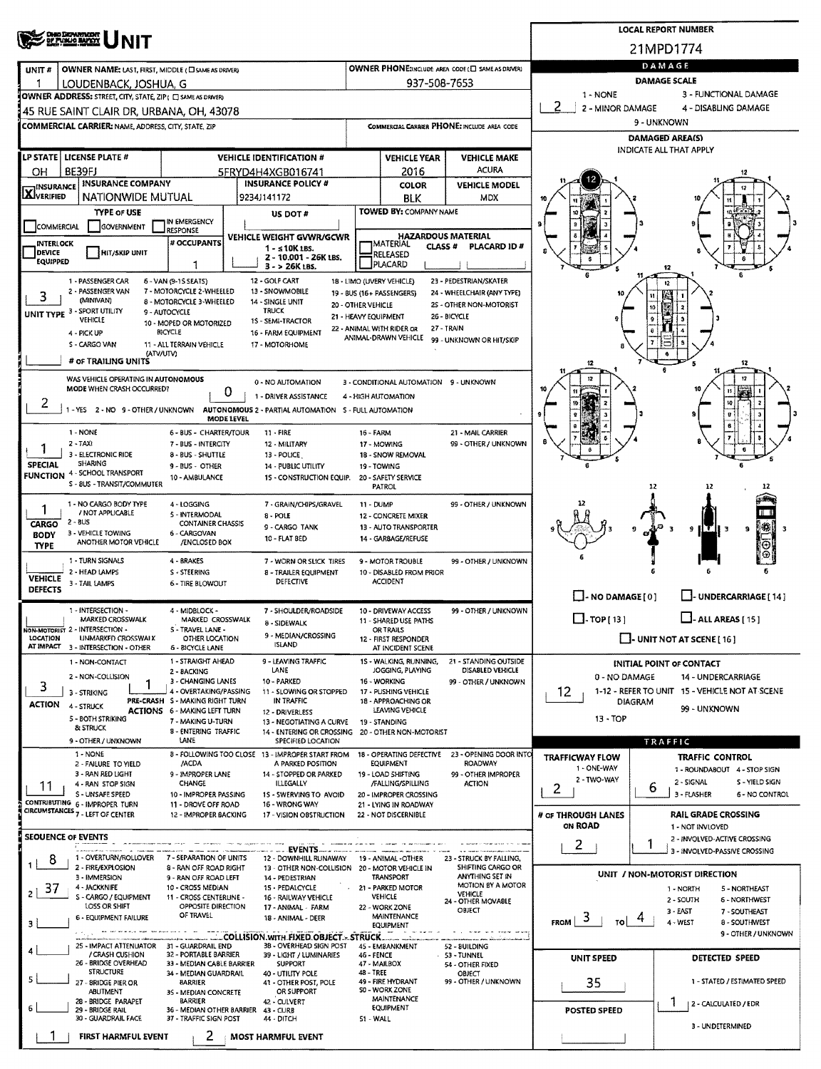# UNIT

**LOCAL REPORT NUMBER:** 21MPD1774

| UNIT # | OWNER NAME: LAST, FIRST, MIDDLE (☐ SAME AS DRIVER) | OWNER PHONE: INCLUDE AREA CODE (☐ SAME AS DRIVER) |
|---|---|---|
| 1 | LOUDENBACK, JOSHUA, G | 937-508-7653 |

**OWNER ADDRESS:** STREET, CITY, STATE, ZIP (☐ SAME AS DRIVER)
45 RUE SAINT CLAIR DR, URBANA, OH, 43078

**COMMERCIAL CARRIER:** NAME, ADDRESS, CITY, STATE, ZIP

**COMMERCIAL CARRIER PHONE:** INCLUDE AREA CODE

| LP STATE | LICENSE PLATE # | VEHICLE IDENTIFICATION # | VEHICLE YEAR | VEHICLE MAKE |
|---|---|---|---|---|
| OH | BE39FJ | 5FRYD4H4XGB016741 | 2016 | ACURA |

| INSURANCE | INSURANCE COMPANY | INSURANCE POLICY # | COLOR | VEHICLE MODEL |
|---|---|---|---|---|
| ☒ VERIFIED | NATIONWIDE MUTUAL | 9234J141172 | BLK | MDX |

**TYPE OF USE:** ☐ COMMERCIAL ☐ GOVERNMENT ☐ IN EMERGENCY RESPONSE

**US DOT #:**

**TOWED BY:** COMPANY NAME

☐ INTERLOCK DEVICE EQUIPPED ☐ HIT/SKIP UNIT

**# OCCUPANTS:** 1

**VEHICLE WEIGHT GVWR/GCWR:** 1 - ≤10K LBS. 2 - 10.001 - 26K LBS. 3 - > 26K LBS.

**HAZARDOUS MATERIAL:** ☐ MATERIAL RELEASED ☐ PLACARD CLASS # PLACARD ID #

**UNIT TYPE:** 3
1 - PASSENGER CAR, 2 - PASSENGER VAN (MINIVAN), 3 - SPORT UTILITY VEHICLE, 4 - PICK UP, 5 - CARGO VAN, 6 - VAN (9-15 SEATS), 7 - MOTORCYCLE 2-WHEELED, 8 - MOTORCYCLE 3-WHEELED, 9 - AUTOCYCLE, 10 - MOPED OR MOTORIZED BICYCLE, 11 - ALL TERRAIN VEHICLE (ATV/UTV), 12 - GOLF CART, 13 - SNOWMOBILE, 14 - SINGLE UNIT TRUCK, 15 - SEMI-TRACTOR, 16 - FARM EQUIPMENT, 17 - MOTORHOME, 18 - LIMO (LIVERY VEHICLE), 19 - BUS (16+ PASSENGERS), 20 - OTHER VEHICLE, 21 - HEAVY EQUIPMENT, 22 - ANIMAL WITH RIDER OR ANIMAL-DRAWN VEHICLE, 23 - PEDESTRIAN/SKATER, 24 - WHEELCHAIR (ANY TYPE), 25 - OTHER NON-MOTORIST, 26 - BICYCLE, 27 - TRAIN, 99 - UNKNOWN OR HIT/SKIP

**# OF TRAILING UNITS:**

**WAS VEHICLE OPERATING IN AUTONOMOUS MODE WHEN CRASH OCCURRED?** 2
1 - YES 2 - NO 9 - OTHER / UNKNOWN

**AUTONOMOUS MODE LEVEL:** 0
0 - NO AUTOMATION, 1 - DRIVER ASSISTANCE, 2 - PARTIAL AUTOMATION, 3 - CONDITIONAL AUTOMATION, 4 - HIGH AUTOMATION, 5 - FULL AUTOMATION, 9 - UNKNOWN

**SPECIAL FUNCTION:** 1
1 - NONE, 2 - TAXI, 3 - ELECTRONIC RIDE SHARING, 4 - SCHOOL TRANSPORT, 5 - BUS - TRANSIT/COMMUTER, 6 - BUS - CHARTER/TOUR, 7 - BUS - INTERCITY, 8 - BUS - SHUTTLE, 9 - BUS - OTHER, 10 - AMBULANCE, 11 - FIRE, 12 - MILITARY, 13 - POLICE, 14 - PUBLIC UTILITY, 15 - CONSTRUCTION EQUIP., 16 - FARM, 17 - MOWING, 18 - SNOW REMOVAL, 19 - TOWING, 20 - SAFETY SERVICE PATROL, 21 - MAIL CARRIER, 99 - OTHER / UNKNOWN

**CARGO BODY TYPE:** 1
1 - NO CARGO BODY TYPE / NOT APPLICABLE, 2 - BUS, 3 - VEHICLE TOWING ANOTHER MOTOR VEHICLE, 4 - LOGGING, 5 - INTERMODAL CONTAINER CHASSIS, 6 - CARGOVAN /ENCLOSED BOX, 7 - GRAIN/CHIPS/GRAVEL, 8 - POLE, 9 - CARGO TANK, 10 - FLAT BED, 11 - DUMP, 12 - CONCRETE MIXER, 13 - AUTO TRANSPORTER, 14 - GARBAGE/REFUSE, 99 - OTHER / UNKNOWN

**VEHICLE DEFECTS:**
1 - TURN SIGNALS, 2 - HEAD LAMPS, 3 - TAIL LAMPS, 4 - BRAKES, 5 - STEERING, 6 - TIRE BLOWOUT, 7 - WORN OR SLICK TIRES, 8 - TRAILER EQUIPMENT DEFECTIVE, 9 - MOTOR TROUBLE, 10 - DISABLED FROM PRIOR ACCIDENT, 99 - OTHER / UNKNOWN

**NON-MOTORIST LOCATION AT IMPACT:**
1 - INTERSECTION - MARKED CROSSWALK, 2 - INTERSECTION - UNMARKED CROSSWALK, 3 - INTERSECTION - OTHER, 4 - MIDBLOCK - MARKED CROSSWALK, 5 - TRAVEL LANE - OTHER LOCATION, 6 - BICYCLE LANE, 7 - SHOULDER/ROADSIDE, 8 - SIDEWALK, 9 - MEDIAN/CROSSING ISLAND, 10 - DRIVEWAY ACCESS, 11 - SHARED USE PATHS OR TRAILS, 12 - FIRST RESPONDER AT INCIDENT SCENE, 99 - OTHER / UNKNOWN

**ACTION:** 3
1 - NON-CONTACT, 2 - NON-COLLISION, 3 - STRIKING, 4 - STRUCK, 5 - BOTH STRIKING & STRUCK, 9 - OTHER / UNKNOWN

**PRE-CRASH ACTIONS:** 1
1 - STRAIGHT AHEAD, 2 - BACKING, 3 - CHANGING LANES, 4 - OVERTAKING/PASSING, 5 - MAKING RIGHT TURN, 6 - MAKING LEFT TURN, 7 - MAKING U-TURN, 8 - ENTERING TRAFFIC LANE, 9 - LEAVING TRAFFIC LANE, 10 - PARKED, 11 - SLOWING OR STOPPED IN TRAFFIC, 12 - DRIVERLESS, 13 - NEGOTIATING A CURVE, 14 - ENTERING OR CROSSING SPECIFIED LOCATION, 15 - WALKING, RUNNING, JOGGING, PLAYING, 16 - WORKING, 17 - PUSHING VEHICLE, 18 - APPROACHING OR LEAVING VEHICLE, 19 - STANDING, 20 - OTHER NON-MOTORIST, 21 - STANDING OUTSIDE DISABLED VEHICLE, 99 - OTHER / UNKNOWN

**CONTRIBUTING CIRCUMSTANCES:** 11
1 - NONE, 2 - FAILURE TO YIELD, 3 - RAN RED LIGHT, 4 - RAN STOP SIGN, 5 - UNSAFE SPEED, 6 - IMPROPER TURN, 7 - LEFT OF CENTER, 8 - FOLLOWING TOO CLOSE /ACDA, 9 - IMPROPER LANE CHANGE, 10 - IMPROPER PASSING, 11 - DROVE OFF ROAD, 12 - IMPROPER BACKING, 13 - IMPROPER START FROM A PARKED POSITION, 14 - STOPPED OR PARKED ILLEGALLY, 15 - SWERVING TO AVOID, 16 - WRONG WAY, 17 - VISION OBSTRUCTION, 18 - OPERATING DEFECTIVE EQUIPMENT, 19 - LOAD SHIFTING /FALLING/SPILLING, 20 - IMPROPER CROSSING, 21 - LYING IN ROADWAY, 22 - NOT DISCERNIBLE, 23 - OPENING DOOR INTO ROADWAY, 99 - OTHER IMPROPER ACTION

## SEQUENCE OF EVENTS

| # | Event |
|---|---|
| 1 | 8 |
| 2 | 37 |
| 3 | |
| 4 | |
| 5 | |
| 6 | |

**EVENTS:** 1 - OVERTURN/ROLLOVER, 2 - FIRE/EXPLOSION, 3 - IMMERSION, 4 - JACKKNIFE, 5 - CARGO / EQUIPMENT LOSS OR SHIFT, 6 - EQUIPMENT FAILURE, 7 - SEPARATION OF UNITS, 8 - RAN OFF ROAD RIGHT, 9 - RAN OFF ROAD LEFT, 10 - CROSS MEDIAN, 11 - CROSS CENTERLINE - OPPOSITE DIRECTION OF TRAVEL, 12 - DOWNHILL RUNAWAY, 13 - OTHER NON-COLLISION, 14 - PEDESTRIAN, 15 - PEDALCYCLE, 16 - RAILWAY VEHICLE, 17 - ANIMAL - FARM, 18 - ANIMAL - DEER, 19 - ANIMAL - OTHER, 20 - MOTOR VEHICLE IN TRANSPORT, 21 - PARKED MOTOR VEHICLE, 22 - WORK ZONE MAINTENANCE EQUIPMENT, 23 - STRUCK BY FALLING, SHIFTING CARGO OR ANYTHING SET IN MOTION BY A MOTOR VEHICLE, 24 - OTHER MOVABLE OBJECT

**COLLISION WITH FIXED OBJECT - STRUCK:** 25 - IMPACT ATTENUATOR / CRASH CUSHION, 26 - BRIDGE OVERHEAD STRUCTURE, 27 - BRIDGE PIER OR ABUTMENT, 28 - BRIDGE PARAPET, 29 - BRIDGE RAIL, 30 - GUARDRAIL FACE, 31 - GUARDRAIL END, 32 - PORTABLE BARRIER, 33 - MEDIAN CABLE BARRIER, 34 - MEDIAN GUARDRAIL BARRIER, 35 - MEDIAN CONCRETE BARRIER, 36 - MEDIAN OTHER BARRIER, 37 - TRAFFIC SIGN POST, 38 - OVERHEAD SIGN POST, 39 - LIGHT / LUMINARIES SUPPORT, 40 - UTILITY POLE, 41 - OTHER POST, POLE OR SUPPORT, 42 - CULVERT, 43 - CURB, 44 - DITCH, 45 - EMBANKMENT, 46 - FENCE, 47 - MAILBOX, 48 - TREE, 49 - FIRE HYDRANT, 50 - WORK ZONE MAINTENANCE EQUIPMENT, 51 - WALL, 52 - BUILDING, 53 - TUNNEL, 54 - OTHER FIXED OBJECT, 99 - OTHER / UNKNOWN

**FIRST HARMFUL EVENT:** 1 **MOST HARMFUL EVENT:** 2

## DAMAGE

**DAMAGE SCALE:** 2
1 - NONE, 2 - MINOR DAMAGE, 3 - FUNCTIONAL DAMAGE, 4 - DISABLING DAMAGE, 9 - UNKNOWN

**DAMAGED AREA(S)** INDICATE ALL THAT APPLY: 12

☐ NO DAMAGE [0] ☐ UNDERCARRIAGE [14] ☐ TOP [13] ☐ ALL AREAS [15] ☐ UNIT NOT AT SCENE [16]

**INITIAL POINT OF CONTACT:** 12
0 - NO DAMAGE, 1-12 - REFER TO UNIT DIAGRAM, 13 - TOP, 14 - UNDERCARRIAGE, 15 - VEHICLE NOT AT SCENE, 99 - UNKNOWN

## TRAFFIC

**TRAFFICWAY FLOW:** 2
1 - ONE-WAY, 2 - TWO-WAY

**TRAFFIC CONTROL:** 6
1 - ROUNDABOUT, 2 - SIGNAL, 3 - FLASHER, 4 - STOP SIGN, 5 - YIELD SIGN, 6 - NO CONTROL

**# OF THROUGH LANES ON ROAD:** 2

**RAIL GRADE CROSSING:** 1
1 - NOT INVOLVED, 2 - INVOLVED-ACTIVE CROSSING, 3 - INVOLVED-PASSIVE CROSSING

**UNIT / NON-MOTORIST DIRECTION:** FROM 3 TO 4
1 - NORTH, 2 - SOUTH, 3 - EAST, 4 - WEST, 5 - NORTHEAST, 6 - NORTHWEST, 7 - SOUTHEAST, 8 - SOUTHWEST, 9 - OTHER / UNKNOWN

**UNIT SPEED:** 35

**DETECTED SPEED:** 1
1 - STATED / ESTIMATED SPEED, 2 - CALCULATED / EDR, 3 - UNDETERMINED

**POSTED SPEED:**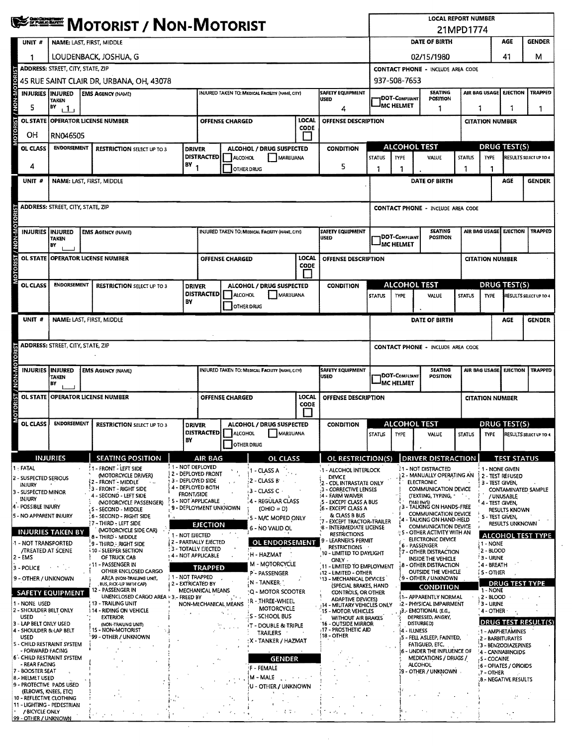# MOTORIST / NON-MOTORIST

**LOCAL REPORT NUMBER:** 21MPD1774

## Unit 1

| UNIT # | NAME: LAST, FIRST, MIDDLE | DATE OF BIRTH | AGE | GENDER |
|---|---|---|---|---|
| 1 | LOUDENBACK, JOSHUA, G | 02/15/1980 | 41 | M |

| ADDRESS: STREET, CITY, STATE, ZIP | CONTACT PHONE - INCLUDE AREA CODE |
|---|---|
| 45 RUE SAINT CLAIR DR, URBANA, OH, 43078 | 937-508-7653 |

| INJURIES | INJURED TAKEN BY | EMS AGENCY (NAME) | INJURED TAKEN TO: MEDICAL FACILITY (NAME, CITY) | SAFETY EQUIPMENT USED | DOT-COMPLIANT MC HELMET | SEATING POSITION | AIR BAG USAGE | EJECTION | TRAPPED |
|---|---|---|---|---|---|---|---|---|---|
| 5 | 1 | | | 4 | | 1 | 1 | 1 | 1 |

| OL STATE | OPERATOR LICENSE NUMBER | OFFENSE CHARGED | LOCAL CODE | OFFENSE DESCRIPTION | CITATION NUMBER |
|---|---|---|---|---|---|
| OH | RN046505 | | | | |

| OL CLASS | ENDORSEMENT | RESTRICTION SELECT UP TO 3 | DRIVER DISTRACTED BY | ALCOHOL / DRUG SUSPECTED | CONDITION | ALCOHOL TEST STATUS | ALCOHOL TEST TYPE | ALCOHOL TEST VALUE | DRUG TEST STATUS | DRUG TEST TYPE | RESULTS SELECT UP TO 4 |
|---|---|---|---|---|---|---|---|---|---|---|---|
| 4 | | | 1 | ☐ ALCOHOL ☐ MARIJUANA ☐ OTHER DRUG | 5 | 1 | 1 | | 1 | 1 | |

## Unit (blank)

| UNIT # | NAME: LAST, FIRST, MIDDLE | DATE OF BIRTH | AGE | GENDER |
|---|---|---|---|---|
| | | | | |

| ADDRESS: STREET, CITY, STATE, ZIP | CONTACT PHONE - INCLUDE AREA CODE |
|---|---|
| | |

| INJURIES | INJURED TAKEN BY | EMS AGENCY (NAME) | INJURED TAKEN TO: MEDICAL FACILITY (NAME, CITY) | SAFETY EQUIPMENT USED | DOT-COMPLIANT MC HELMET | SEATING POSITION | AIR BAG USAGE | EJECTION | TRAPPED |
|---|---|---|---|---|---|---|---|---|---|
| | | | | | | | | | |

| OL STATE | OPERATOR LICENSE NUMBER | OFFENSE CHARGED | LOCAL CODE | OFFENSE DESCRIPTION | CITATION NUMBER |
|---|---|---|---|---|---|
| | | | | | |

| OL CLASS | ENDORSEMENT | RESTRICTION SELECT UP TO 3 | DRIVER DISTRACTED BY | ALCOHOL / DRUG SUSPECTED | CONDITION | ALCOHOL TEST STATUS | ALCOHOL TEST TYPE | ALCOHOL TEST VALUE | DRUG TEST STATUS | DRUG TEST TYPE | RESULTS SELECT UP TO 4 |
|---|---|---|---|---|---|---|---|---|---|---|---|
| | | | | ☐ ALCOHOL ☐ MARIJUANA ☐ OTHER DRUG | | | | | | | |

## Unit (blank)

| UNIT # | NAME: LAST, FIRST, MIDDLE | DATE OF BIRTH | AGE | GENDER |
|---|---|---|---|---|
| | | | | |

| ADDRESS: STREET, CITY, STATE, ZIP | CONTACT PHONE - INCLUDE AREA CODE |
|---|---|
| | |

| INJURIES | INJURED TAKEN BY | EMS AGENCY (NAME) | INJURED TAKEN TO: MEDICAL FACILITY (NAME, CITY) | SAFETY EQUIPMENT USED | DOT-COMPLIANT MC HELMET | SEATING POSITION | AIR BAG USAGE | EJECTION | TRAPPED |
|---|---|---|---|---|---|---|---|---|---|
| | | | | | | | | | |

| OL STATE | OPERATOR LICENSE NUMBER | OFFENSE CHARGED | LOCAL CODE | OFFENSE DESCRIPTION | CITATION NUMBER |
|---|---|---|---|---|---|
| | | | | | |

| OL CLASS | ENDORSEMENT | RESTRICTION SELECT UP TO 3 | DRIVER DISTRACTED BY | ALCOHOL / DRUG SUSPECTED | CONDITION | ALCOHOL TEST STATUS | ALCOHOL TEST TYPE | ALCOHOL TEST VALUE | DRUG TEST STATUS | DRUG TEST TYPE | RESULTS SELECT UP TO 4 |
|---|---|---|---|---|---|---|---|---|---|---|---|
| | | | | ☐ ALCOHOL ☐ MARIJUANA ☐ OTHER DRUG | | | | | | | |

## Codes

### INJURIES
1 - FATAL
2 - SUSPECTED SERIOUS INJURY
3 - SUSPECTED MINOR INJURY
4 - POSSIBLE INJURY
5 - NO APPARENT INJURY

### INJURIES TAKEN BY
1 - NOT TRANSPORTED /TREATED AT SCENE
2 - EMS
3 - POLICE
9 - OTHER / UNKNOWN

### SAFETY EQUIPMENT
1 - NONE USED
2 - SHOULDER BELT ONLY USED
3 - LAP BELT ONLY USED
4 - SHOULDER & LAP BELT USED
5 - CHILD RESTRAINT SYSTEM - FORWARD FACING
6 - CHILD RESTRAINT SYSTEM - REAR FACING
7 - BOOSTER SEAT
8 - HELMET USED
9 - PROTECTIVE PADS USED (ELBOWS, KNEES, ETC)
10 - REFLECTIVE CLOTHING
11 - LIGHTING - PEDESTRIAN / BICYCLE ONLY
99 - OTHER / UNKNOWN

### SEATING POSITION
1 - FRONT - LEFT SIDE (MOTORCYCLE DRIVER)
2 - FRONT - MIDDLE
3 - FRONT - RIGHT SIDE
4 - SECOND - LEFT SIDE (MOTORCYCLE PASSENGER)
5 - SECOND - MIDDLE
6 - SECOND - RIGHT SIDE
7 - THIRD - LEFT SIDE (MOTORCYCLE SIDE CAR)
8 - THIRD - MIDDLE
9 - THIRD - RIGHT SIDE
10 - SLEEPER SECTION OF TRUCK CAB
11 - PASSENGER IN OTHER ENCLOSED CARGO AREA (NON-TRAILING UNIT, BUS, PICK-UP WITH CAP)
12 - PASSENGER IN UNENCLOSED CARGO AREA
13 - TRAILING UNIT
14 - RIDING ON VEHICLE EXTERIOR (NON-TRAILING UNIT)
15 - NON-MOTORIST
99 - OTHER / UNKNOWN

### AIR BAG
1 - NOT DEPLOYED
2 - DEPLOYED FRONT
3 - DEPLOYED SIDE
4 - DEPLOYED BOTH FRONT/SIDE
5 - NOT APPLICABLE
9 - DEPLOYMENT UNKNOWN

### EJECTION
1 - NOT EJECTED
2 - PARTIALLY EJECTED
3 - TOTALLY EJECTED
4 - NOT APPLICABLE

### TRAPPED
1 - NOT TRAPPED
2 - EXTRICATED BY MECHANICAL MEANS
3 - FREED BY NON-MECHANICAL MEANS

### OL CLASS
1 - CLASS A
2 - CLASS B
3 - CLASS C
4 - REGULAR CLASS (OHIO = D)
5 - M/C MOPED ONLY
6 - NO VALID OL

### OL ENDORSEMENT
H - HAZMAT
M - MOTORCYCLE
P - PASSENGER
N - TANKER
Q - MOTOR SCOOTER
R - THREE-WHEEL MOTORCYCLE
S - SCHOOL BUS
T - DOUBLE & TRIPLE TRAILERS
X - TANKER / HAZMAT

### GENDER
F - FEMALE
M - MALE
U - OTHER / UNKNOWN

### OL RESTRICTION(S)
1 - ALCOHOL INTERLOCK DEVICE
2 - CDL INTRASTATE ONLY
3 - CORRECTIVE LENSES
4 - FARM WAIVER
5 - EXCEPT CLASS A BUS
6 - EXCEPT CLASS A & CLASS B BUS
7 - EXCEPT TRACTOR-TRAILER
8 - INTERMEDIATE LICENSE RESTRICTIONS
9 - LEARNER'S PERMIT RESTRICTIONS
10 - LIMITED TO DAYLIGHT ONLY
11 - LIMITED TO EMPLOYMENT
12 - LIMITED - OTHER
13 - MECHANICAL DEVICES (SPECIAL BRAKES, HAND CONTROLS, OR OTHER ADAPTIVE DEVICES)
14 - MILITARY VEHICLES ONLY
15 - MOTOR VEHICLES WITHOUT AIR BRAKES
16 - OUTSIDE MIRROR
17 - PROSTHETIC AID
18 - OTHER

### DRIVER DISTRACTION
1 - NOT DISTRACTED
2 - MANUALLY OPERATING AN ELECTRONIC COMMUNICATION DEVICE (TEXTING, TYPING, DIALING)
3 - TALKING ON HANDS-FREE COMMUNICATION DEVICE
4 - TALKING ON HAND-HELD COMMUNICATION DEVICE
5 - OTHER ACTIVITY WITH AN ELECTRONIC DEVICE
6 - PASSENGER
7 - OTHER DISTRACTION INSIDE THE VEHICLE
8 - OTHER DISTRACTION OUTSIDE THE VEHICLE
9 - OTHER / UNKNOWN

### CONDITION
1 - APPARENTLY NORMAL
2 - PHYSICAL IMPAIRMENT
3 - EMOTIONAL (E.G., DEPRESSED, ANGRY, DISTURBED)
4 - ILLNESS
5 - FELL ASLEEP, FAINTED, FATIGUED, ETC.
6 - UNDER THE INFLUENCE OF MEDICATIONS / DRUGS / ALCOHOL
9 - OTHER / UNKNOWN

### TEST STATUS
1 - NONE GIVEN
2 - TEST REFUSED
3 - TEST GIVEN, CONTAMINATED SAMPLE / UNUSABLE
4 - TEST GIVEN, RESULTS KNOWN
5 - TEST GIVEN, RESULTS UNKNOWN

### ALCOHOL TEST TYPE
1 - NONE
2 - BLOOD
3 - URINE
4 - BREATH
5 - OTHER

### DRUG TEST TYPE
1 - NONE
2 - BLOOD
3 - URINE
4 - OTHER

### DRUG TEST RESULT(S)
1 - AMPHETAMINES
2 - BARBITURATES
3 - BENZODIAZEPINES
4 - CANNABINOIDS
5 - COCAINE
6 - OPIATES / OPIOIDS
7 - OTHER
8 - NEGATIVE RESULTS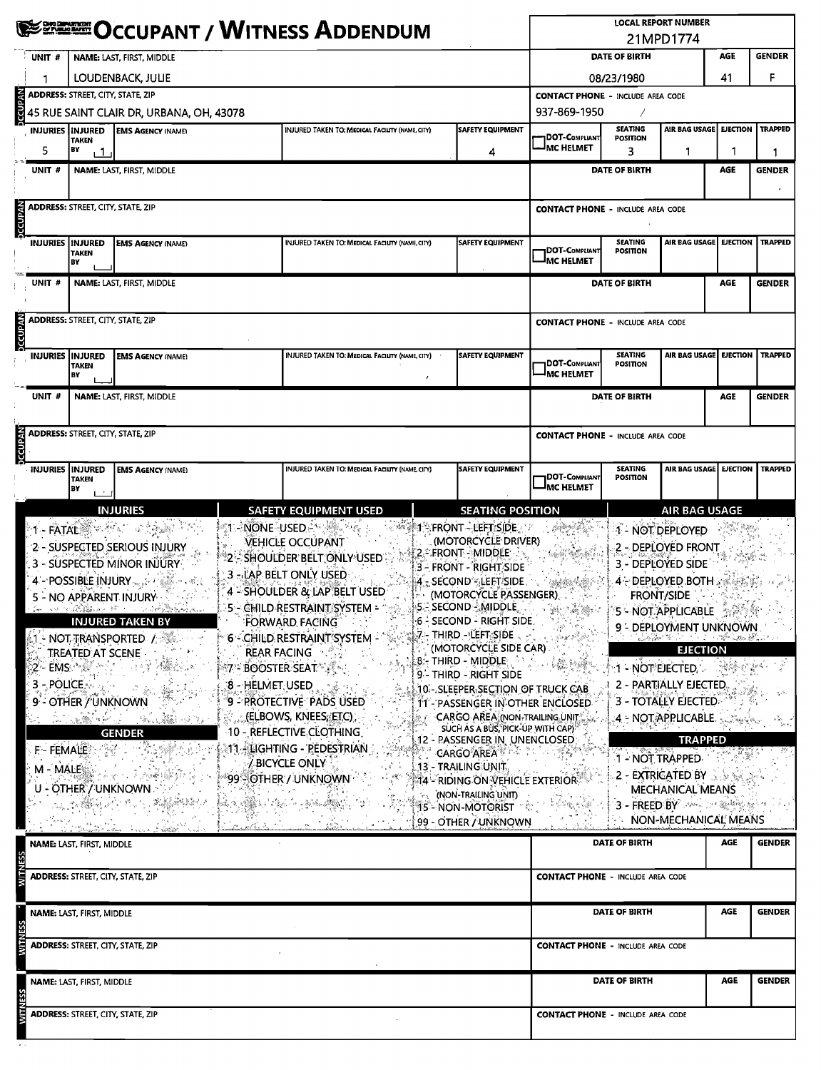# OCCUPANT / WITNESS ADDENDUM

**LOCAL REPORT NUMBER:** 21MPD1774

## OCCUPANT

| UNIT # | NAME: LAST, FIRST, MIDDLE | DATE OF BIRTH | AGE | GENDER |
|---|---|---|---|---|
| 1 | LOUDENBACK, JULIE | 08/23/1980 | 41 | F |

| ADDRESS: STREET, CITY, STATE, ZIP | CONTACT PHONE - INCLUDE AREA CODE |
|---|---|
| 45 RUE SAINT CLAIR DR, URBANA, OH, 43078 | 937-869-1950 |

| INJURIES | INJURED TAKEN BY | EMS AGENCY (NAME) | INJURED TAKEN TO: MEDICAL FACILITY (NAME, CITY) | SAFETY EQUIPMENT | DOT-COMPLIANT MC HELMET | SEATING POSITION | AIR BAG USAGE | EJECTION | TRAPPED |
|---|---|---|---|---|---|---|---|---|---|
| 5 | 1 | | | 4 | | 3 | 1 | 1 | 1 |

## OCCUPANT

| UNIT # | NAME: LAST, FIRST, MIDDLE | DATE OF BIRTH | AGE | GENDER |
|---|---|---|---|---|
| | | | | |

| ADDRESS: STREET, CITY, STATE, ZIP | CONTACT PHONE - INCLUDE AREA CODE |
|---|---|
| | |

| INJURIES | INJURED TAKEN BY | EMS AGENCY (NAME) | INJURED TAKEN TO: MEDICAL FACILITY (NAME, CITY) | SAFETY EQUIPMENT | DOT-COMPLIANT MC HELMET | SEATING POSITION | AIR BAG USAGE | EJECTION | TRAPPED |
|---|---|---|---|---|---|---|---|---|---|
| | | | | | | | | | |

## OCCUPANT

| UNIT # | NAME: LAST, FIRST, MIDDLE | DATE OF BIRTH | AGE | GENDER |
|---|---|---|---|---|
| | | | | |

| ADDRESS: STREET, CITY, STATE, ZIP | CONTACT PHONE - INCLUDE AREA CODE |
|---|---|
| | |

| INJURIES | INJURED TAKEN BY | EMS AGENCY (NAME) | INJURED TAKEN TO: MEDICAL FACILITY (NAME, CITY) | SAFETY EQUIPMENT | DOT-COMPLIANT MC HELMET | SEATING POSITION | AIR BAG USAGE | EJECTION | TRAPPED |
|---|---|---|---|---|---|---|---|---|---|
| | | | | | | | | | |

## OCCUPANT

| UNIT # | NAME: LAST, FIRST, MIDDLE | DATE OF BIRTH | AGE | GENDER |
|---|---|---|---|---|
| | | | | |

| ADDRESS: STREET, CITY, STATE, ZIP | CONTACT PHONE - INCLUDE AREA CODE |
|---|---|
| | |

| INJURIES | INJURED TAKEN BY | EMS AGENCY (NAME) | INJURED TAKEN TO: MEDICAL FACILITY (NAME, CITY) | SAFETY EQUIPMENT | DOT-COMPLIANT MC HELMET | SEATING POSITION | AIR BAG USAGE | EJECTION | TRAPPED |
|---|---|---|---|---|---|---|---|---|---|
| | | | | | | | | | |

### INJURIES
1 - FATAL
2 - SUSPECTED SERIOUS INJURY
3 - SUSPECTED MINOR INJURY
4 - POSSIBLE INJURY
5 - NO APPARENT INJURY

### INJURED TAKEN BY
1 - NOT TRANSPORTED / TREATED AT SCENE
2 - EMS
3 - POLICE
9 - OTHER / UNKNOWN

### GENDER
F - FEMALE
M - MALE
U - OTHER / UNKNOWN

### SAFETY EQUIPMENT USED
1 - NONE USED - VEHICLE OCCUPANT
2 - SHOULDER BELT ONLY USED
3 - LAP BELT ONLY USED
4 - SHOULDER & LAP BELT USED
5 - CHILD RESTRAINT SYSTEM - FORWARD FACING
6 - CHILD RESTRAINT SYSTEM - REAR FACING
7 - BOOSTER SEAT
8 - HELMET USED
9 - PROTECTIVE PADS USED (ELBOWS, KNEES, ETC)
10 - REFLECTIVE CLOTHING
11 - LIGHTING - PEDESTRIAN / BICYCLE ONLY
99 - OTHER / UNKNOWN

### SEATING POSITION
1 - FRONT - LEFT SIDE (MOTORCYCLE DRIVER)
2 - FRONT - MIDDLE
3 - FRONT - RIGHT SIDE
4 - SECOND - LEFT SIDE (MOTORCYCLE PASSENGER)
5 - SECOND - MIDDLE
6 - SECOND - RIGHT SIDE
7 - THIRD - LEFT SIDE (MOTORCYCLE SIDE CAR)
8 - THIRD - MIDDLE
9 - THIRD - RIGHT SIDE
10 - SLEEPER SECTION OF TRUCK CAB
11 - PASSENGER IN OTHER ENCLOSED CARGO AREA (NON-TRAILING UNIT SUCH AS A BUS, PICK-UP WITH CAP)
12 - PASSENGER IN UNENCLOSED CARGO AREA
13 - TRAILING UNIT
14 - RIDING ON VEHICLE EXTERIOR (NON-TRAILING UNIT)
15 - NON-MOTORIST
99 - OTHER / UNKNOWN

### AIR BAG USAGE
1 - NOT DEPLOYED
2 - DEPLOYED FRONT
3 - DEPLOYED SIDE
4 - DEPLOYED BOTH FRONT/SIDE
5 - NOT APPLICABLE
9 - DEPLOYMENT UNKNOWN

### EJECTION
1 - NOT EJECTED
2 - PARTIALLY EJECTED
3 - TOTALLY EJECTED
4 - NOT APPLICABLE

### TRAPPED
1 - NOT TRAPPED
2 - EXTRICATED BY MECHANICAL MEANS
3 - FREED BY NON-MECHANICAL MEANS

## WITNESS

| NAME: LAST, FIRST, MIDDLE | DATE OF BIRTH | AGE | GENDER |
|---|---|---|---|
| | | | |

| ADDRESS: STREET, CITY, STATE, ZIP | CONTACT PHONE - INCLUDE AREA CODE |
|---|---|
| | |

## WITNESS

| NAME: LAST, FIRST, MIDDLE | DATE OF BIRTH | AGE | GENDER |
|---|---|---|---|
| | | | |

| ADDRESS: STREET, CITY, STATE, ZIP | CONTACT PHONE - INCLUDE AREA CODE |
|---|---|
| | |

## WITNESS

| NAME: LAST, FIRST, MIDDLE | DATE OF BIRTH | AGE | GENDER |
|---|---|---|---|
| | | | |

| ADDRESS: STREET, CITY, STATE, ZIP | CONTACT PHONE - INCLUDE AREA CODE |
|---|---|
| | |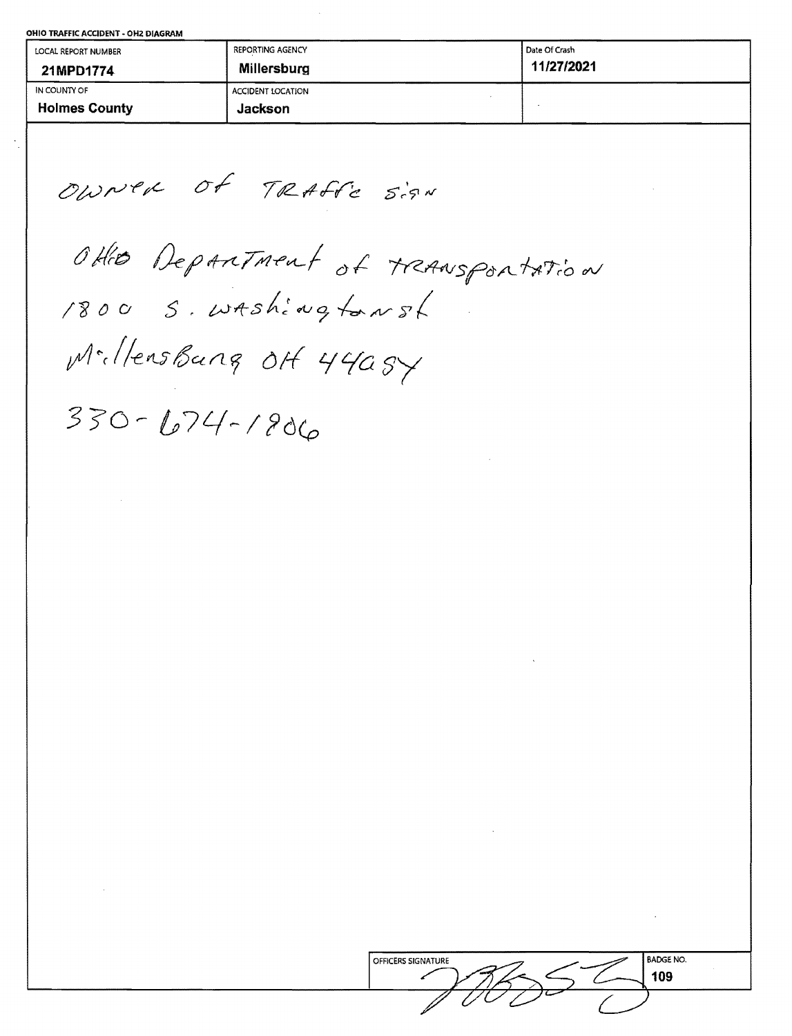**OHIO TRAFFIC ACCIDENT - OH2 DIAGRAM**

| LOCAL REPORT NUMBER | REPORTING AGENCY | Date Of Crash |
|---|---|---|
| 21MPD1774 | Millersburg | 11/27/2021 |
| IN COUNTY OF | ACCIDENT LOCATION | |
| Holmes County | Jackson | |

OWNER OF TRAFFIC SIGN

OHIO DEPARTMENT of TRANSPORTATION
1800 S. WASHINGTON ST
MILLERSBURG OH 44054
330-674-1806

OFFICERS SIGNATURE

BADGE NO. 109